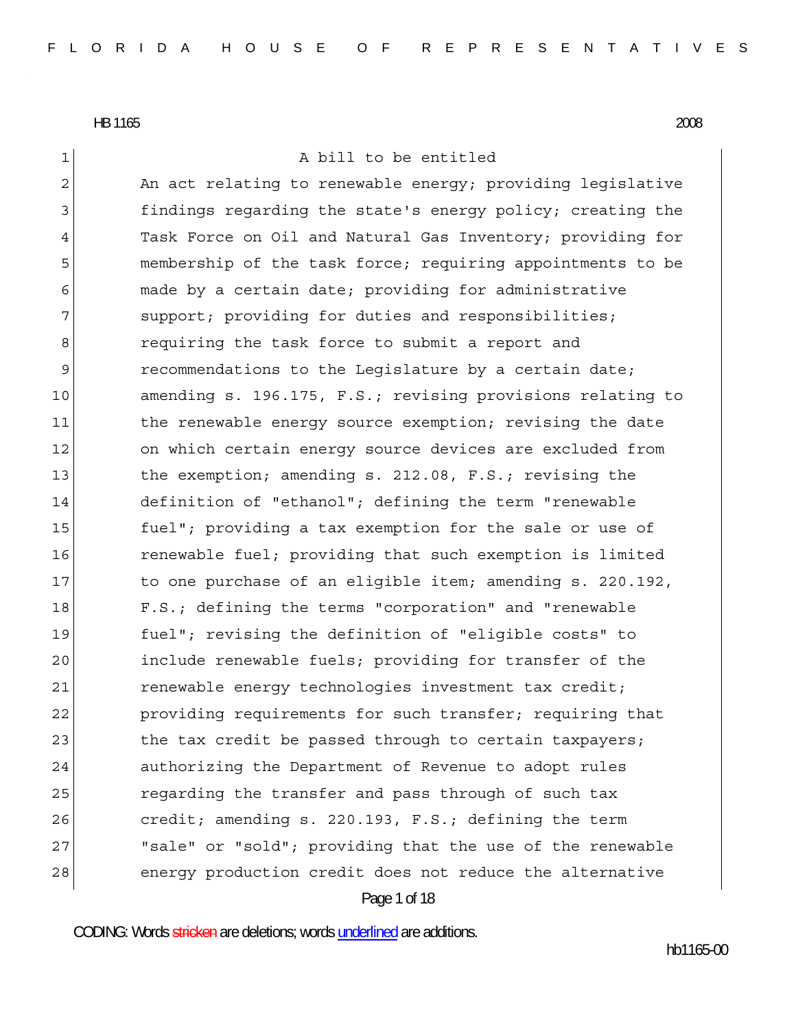HB 1165 2008

A bill to be entitled

An act relating to renewable energy; providing legislative findings regarding the state's energy policy; creating the Task Force on Oil and Natural Gas Inventory; providing for membership of the task force; requiring appointments to be made by a certain date; providing for administrative support; providing for duties and responsibilities; requiring the task force to submit a report and recommendations to the Legislature by a certain date; amending s. 196.175, F.S.; revising provisions relating to the renewable energy source exemption; revising the date on which certain energy source devices are excluded from the exemption; amending s. 212.08, F.S.; revising the definition of "ethanol"; defining the term "renewable fuel"; providing a tax exemption for the sale or use of renewable fuel; providing that such exemption is limited to one purchase of an eligible item; amending s. 220.192, F.S.; defining the terms "corporation" and "renewable fuel"; revising the definition of "eligible costs" to include renewable fuels; providing for transfer of the renewable energy technologies investment tax credit; providing requirements for such transfer; requiring that the tax credit be passed through to certain taxpayers; authorizing the Department of Revenue to adopt rules regarding the transfer and pass through of such tax credit; amending s. 220.193, F.S.; defining the term "sale" or "sold"; providing that the use of the renewable energy production credit does not reduce the alternative

CODING: Words stricken are deletions; words underlined are additions.

hb1165-00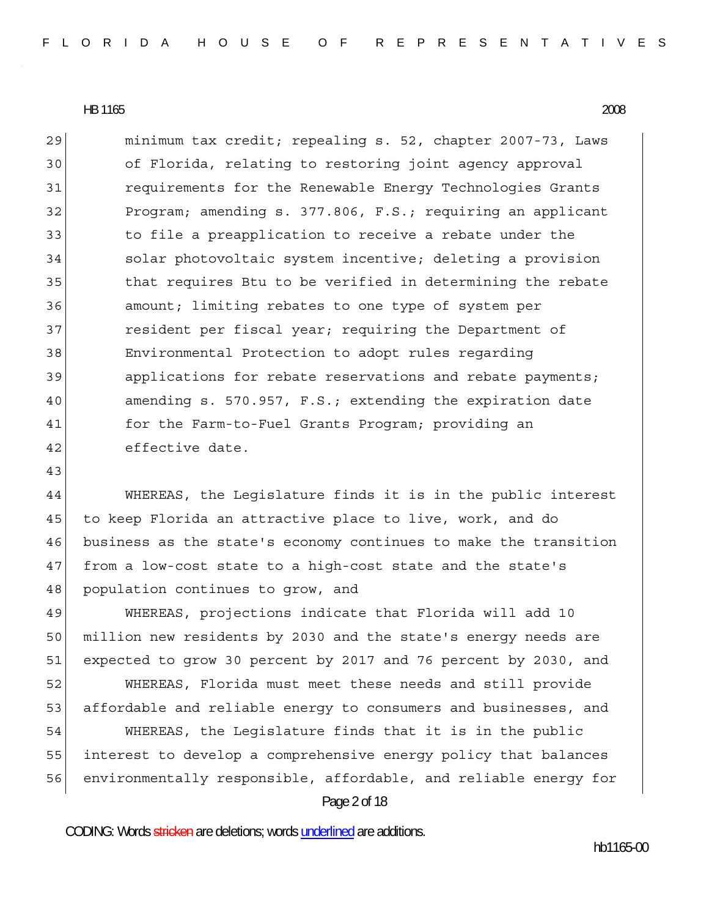minimum tax credit; repealing s. 52, chapter 2007-73, Laws of Florida, relating to restoring joint agency approval requirements for the Renewable Energy Technologies Grants Program; amending s. 377.806, F.S.; requiring an applicant to file a preapplication to receive a rebate under the solar photovoltaic system incentive; deleting a provision that requires Btu to be verified in determining the rebate amount; limiting rebates to one type of system per resident per fiscal year; requiring the Department of Environmental Protection to adopt rules regarding applications for rebate reservations and rebate payments; amending s. 570.957, F.S.; extending the expiration date for the Farm-to-Fuel Grants Program; providing an effective date.

WHEREAS, the Legislature finds it is in the public interest to keep Florida an attractive place to live, work, and do business as the state's economy continues to make the transition from a low-cost state to a high-cost state and the state's population continues to grow, and

WHEREAS, projections indicate that Florida will add 10 million new residents by 2030 and the state's energy needs are expected to grow 30 percent by 2017 and 76 percent by 2030, and

WHEREAS, Florida must meet these needs and still provide affordable and reliable energy to consumers and businesses, and

WHEREAS, the Legislature finds that it is in the public interest to develop a comprehensive energy policy that balances environmentally responsible, affordable, and reliable energy for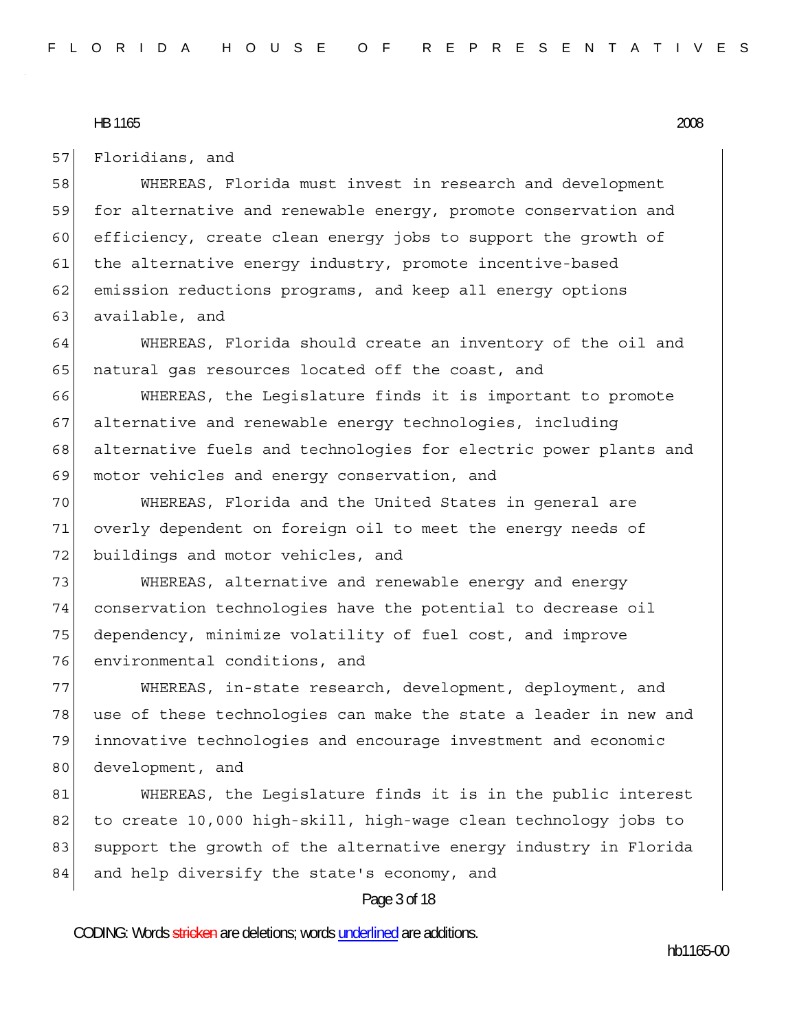Floridians, and

WHEREAS, Florida must invest in research and development for alternative and renewable energy, promote conservation and efficiency, create clean energy jobs to support the growth of the alternative energy industry, promote incentive-based emission reductions programs, and keep all energy options available, and

WHEREAS, Florida should create an inventory of the oil and natural gas resources located off the coast, and

WHEREAS, the Legislature finds it is important to promote alternative and renewable energy technologies, including alternative fuels and technologies for electric power plants and motor vehicles and energy conservation, and

WHEREAS, Florida and the United States in general are overly dependent on foreign oil to meet the energy needs of buildings and motor vehicles, and

WHEREAS, alternative and renewable energy and energy conservation technologies have the potential to decrease oil dependency, minimize volatility of fuel cost, and improve environmental conditions, and

WHEREAS, in-state research, development, deployment, and use of these technologies can make the state a leader in new and innovative technologies and encourage investment and economic development, and

WHEREAS, the Legislature finds it is in the public interest to create 10,000 high-skill, high-wage clean technology jobs to support the growth of the alternative energy industry in Florida and help diversify the state's economy, and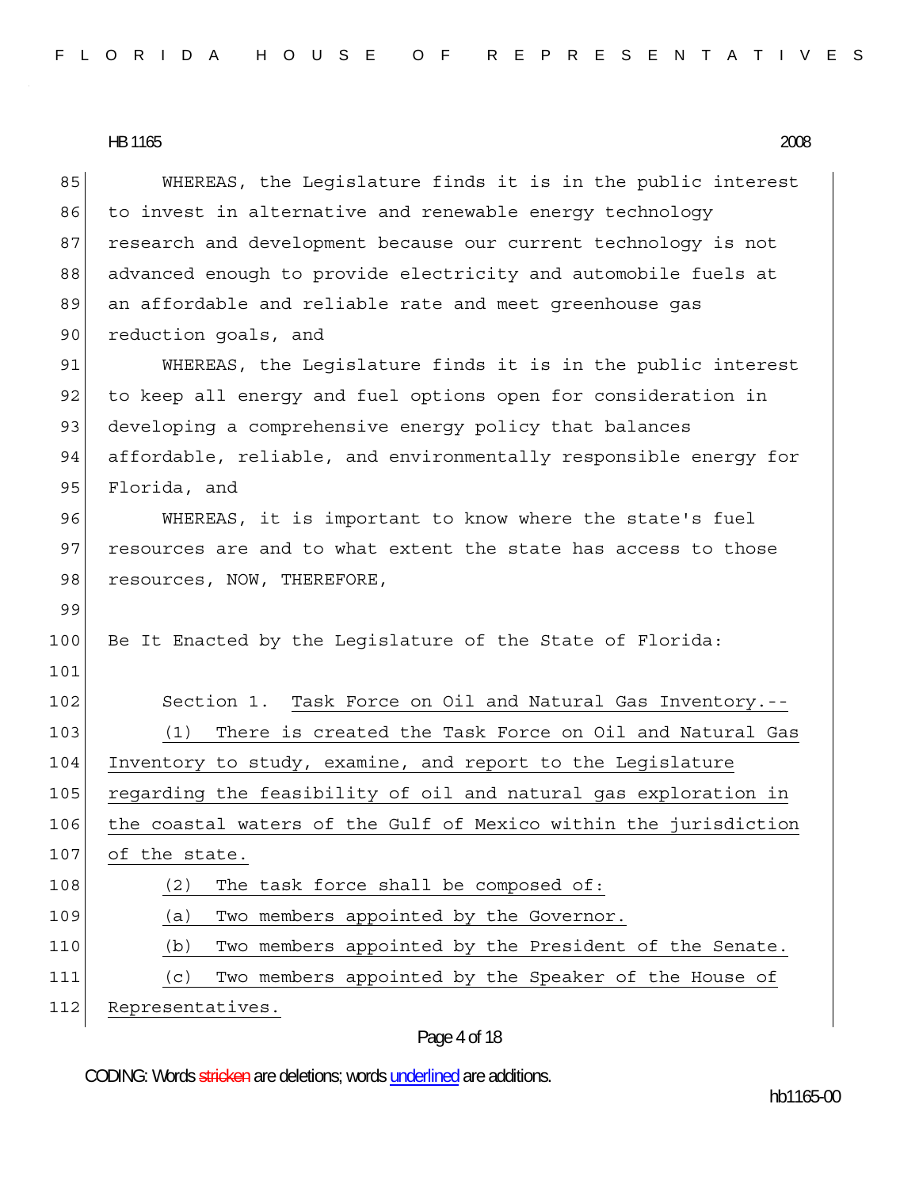WHEREAS, the Legislature finds it is in the public interest to invest in alternative and renewable energy technology research and development because our current technology is not advanced enough to provide electricity and automobile fuels at an affordable and reliable rate and meet greenhouse gas reduction goals, and

WHEREAS, the Legislature finds it is in the public interest to keep all energy and fuel options open for consideration in developing a comprehensive energy policy that balances affordable, reliable, and environmentally responsible energy for Florida, and

WHEREAS, it is important to know where the state's fuel resources are and to what extent the state has access to those resources, NOW, THEREFORE,

Be It Enacted by the Legislature of the State of Florida:

Section 1. Task Force on Oil and Natural Gas Inventory.--

(1) There is created the Task Force on Oil and Natural Gas Inventory to study, examine, and report to the Legislature regarding the feasibility of oil and natural gas exploration in the coastal waters of the Gulf of Mexico within the jurisdiction of the state.

(2) The task force shall be composed of:

(a) Two members appointed by the Governor.

(b) Two members appointed by the President of the Senate.

(c) Two members appointed by the Speaker of the House of Representatives.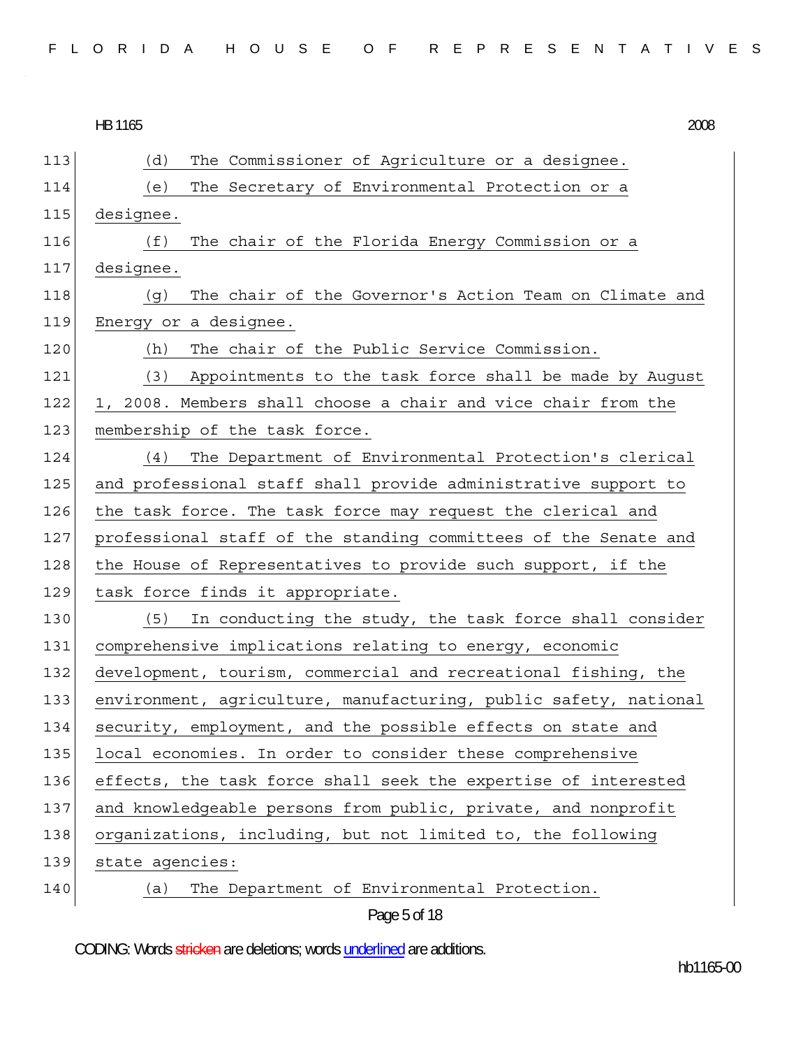(d) The Commissioner of Agriculture or a designee.

(e) The Secretary of Environmental Protection or a designee.

(f) The chair of the Florida Energy Commission or a designee.

(g) The chair of the Governor's Action Team on Climate and Energy or a designee.

(h) The chair of the Public Service Commission.

(3) Appointments to the task force shall be made by August 1, 2008. Members shall choose a chair and vice chair from the membership of the task force.

(4) The Department of Environmental Protection's clerical and professional staff shall provide administrative support to the task force. The task force may request the clerical and professional staff of the standing committees of the Senate and the House of Representatives to provide such support, if the task force finds it appropriate.

(5) In conducting the study, the task force shall consider comprehensive implications relating to energy, economic development, tourism, commercial and recreational fishing, the environment, agriculture, manufacturing, public safety, national security, employment, and the possible effects on state and local economies. In order to consider these comprehensive effects, the task force shall seek the expertise of interested and knowledgeable persons from public, private, and nonprofit organizations, including, but not limited to, the following state agencies:

(a) The Department of Environmental Protection.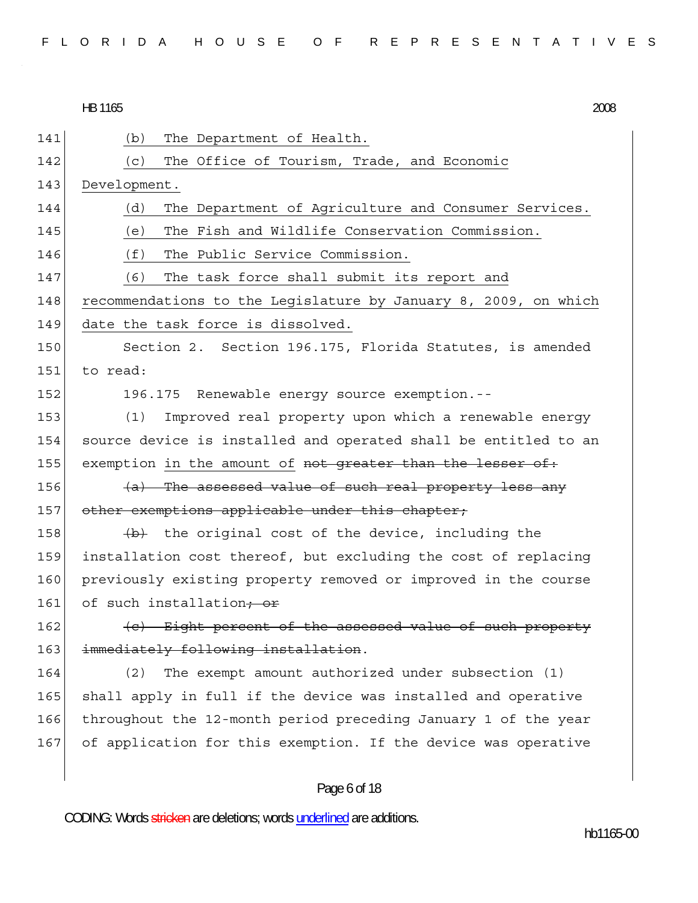(b) The Department of Health.

(c) The Office of Tourism, Trade, and Economic Development.

(d) The Department of Agriculture and Consumer Services.

(e) The Fish and Wildlife Conservation Commission.

(f) The Public Service Commission.

(6) The task force shall submit its report and recommendations to the Legislature by January 8, 2009, on which date the task force is dissolved.

Section 2. Section 196.175, Florida Statutes, is amended to read:

196.175 Renewable energy source exemption.--

(1) Improved real property upon which a renewable energy source device is installed and operated shall be entitled to an exemption in the amount of ~~not greater than the lesser of:~~

~~(a) The assessed value of such real property less any other exemptions applicable under this chapter;~~

~~(b)~~ the original cost of the device, including the installation cost thereof, but excluding the cost of replacing previously existing property removed or improved in the course of such installation~~; or~~

~~(c) Eight percent of the assessed value of such property immediately following installation~~.

(2) The exempt amount authorized under subsection (1) shall apply in full if the device was installed and operative throughout the 12-month period preceding January 1 of the year of application for this exemption. If the device was operative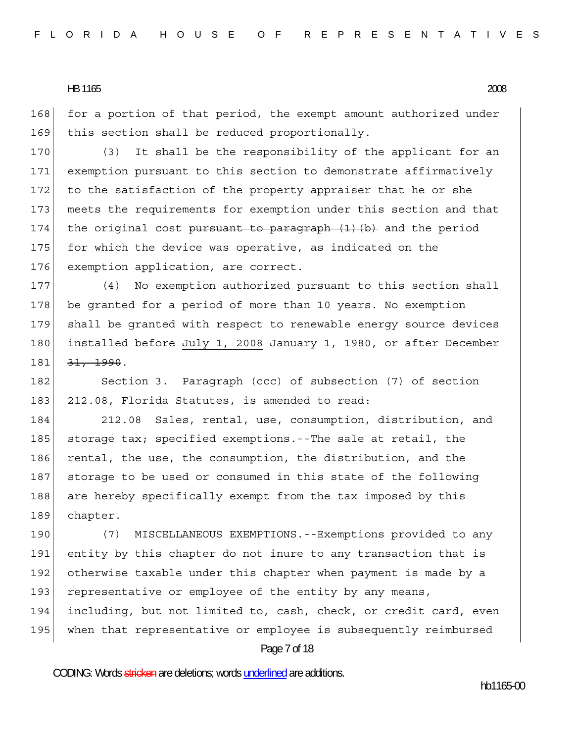for a portion of that period, the exempt amount authorized under this section shall be reduced proportionally.

(3) It shall be the responsibility of the applicant for an exemption pursuant to this section to demonstrate affirmatively to the satisfaction of the property appraiser that he or she meets the requirements for exemption under this section and that the original cost ~~pursuant to paragraph (1)(b)~~ and the period for which the device was operative, as indicated on the exemption application, are correct.

(4) No exemption authorized pursuant to this section shall be granted for a period of more than 10 years. No exemption shall be granted with respect to renewable energy source devices installed before <u>July 1, 2008</u> ~~January 1, 1980, or after December 31, 1990~~.

Section 3. Paragraph (ccc) of subsection (7) of section 212.08, Florida Statutes, is amended to read:

212.08 Sales, rental, use, consumption, distribution, and storage tax; specified exemptions.--The sale at retail, the rental, the use, the consumption, the distribution, and the storage to be used or consumed in this state of the following are hereby specifically exempt from the tax imposed by this chapter.

(7) MISCELLANEOUS EXEMPTIONS.--Exemptions provided to any entity by this chapter do not inure to any transaction that is otherwise taxable under this chapter when payment is made by a representative or employee of the entity by any means, including, but not limited to, cash, check, or credit card, even when that representative or employee is subsequently reimbursed

CODING: Words ~~stricken~~ are deletions; words <u>underlined</u> are additions.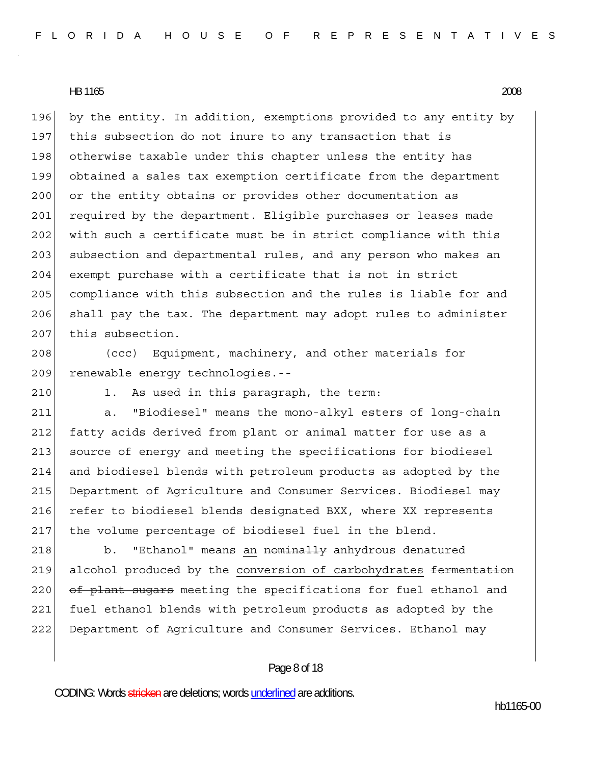by the entity. In addition, exemptions provided to any entity by this subsection do not inure to any transaction that is otherwise taxable under this chapter unless the entity has obtained a sales tax exemption certificate from the department or the entity obtains or provides other documentation as required by the department. Eligible purchases or leases made with such a certificate must be in strict compliance with this subsection and departmental rules, and any person who makes an exempt purchase with a certificate that is not in strict compliance with this subsection and the rules is liable for and shall pay the tax. The department may adopt rules to administer this subsection.

(ccc) Equipment, machinery, and other materials for renewable energy technologies.--

1. As used in this paragraph, the term:

a. "Biodiesel" means the mono-alkyl esters of long-chain fatty acids derived from plant or animal matter for use as a source of energy and meeting the specifications for biodiesel and biodiesel blends with petroleum products as adopted by the Department of Agriculture and Consumer Services. Biodiesel may refer to biodiesel blends designated BXX, where XX represents the volume percentage of biodiesel fuel in the blend.

b. "Ethanol" means <u>an</u> ~~nominally~~ anhydrous denatured alcohol produced by the <u>conversion of carbohydrates</u> ~~fermentation of plant sugars~~ meeting the specifications for fuel ethanol and fuel ethanol blends with petroleum products as adopted by the Department of Agriculture and Consumer Services. Ethanol may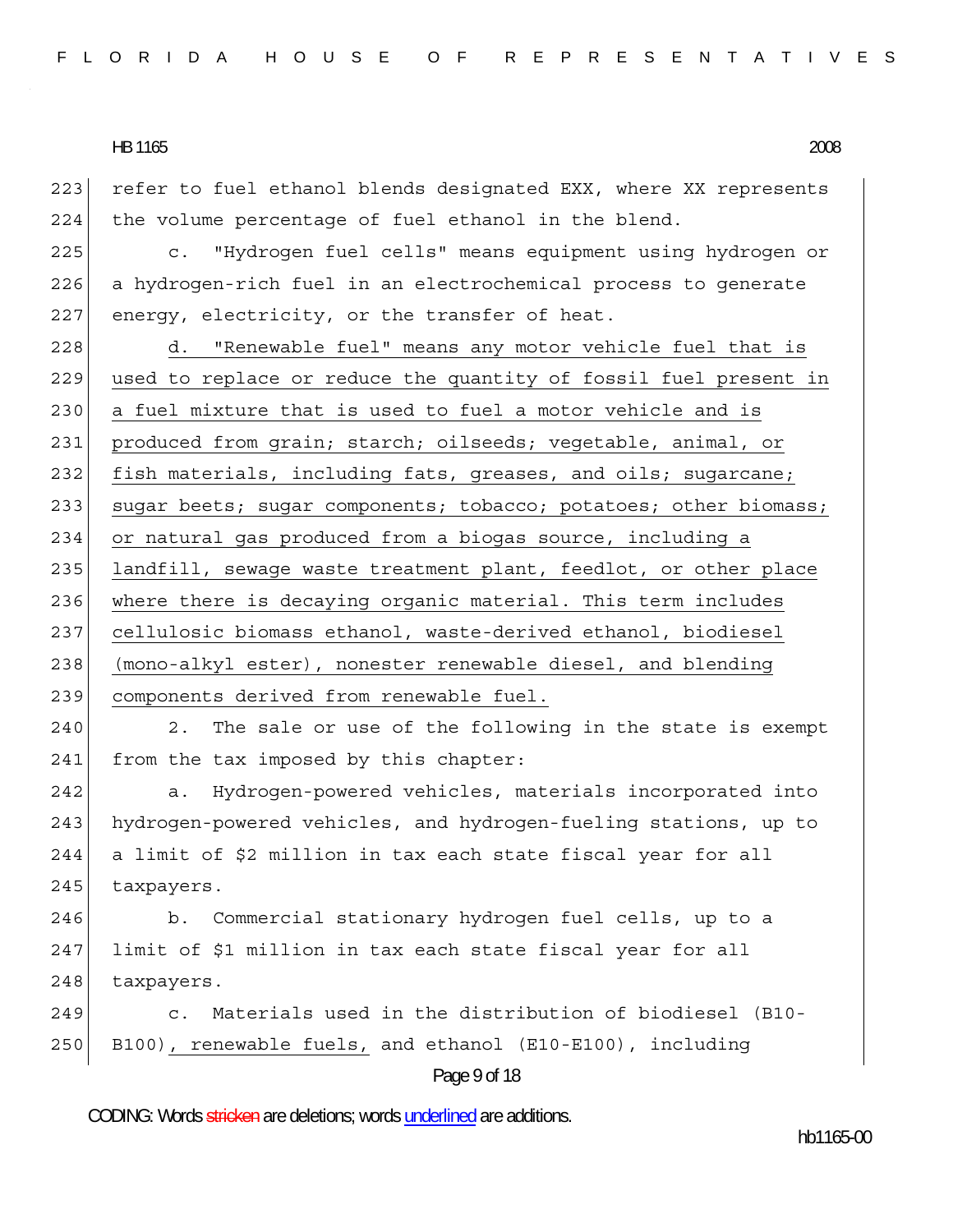refer to fuel ethanol blends designated EXX, where XX represents the volume percentage of fuel ethanol in the blend.

c. "Hydrogen fuel cells" means equipment using hydrogen or a hydrogen-rich fuel in an electrochemical process to generate energy, electricity, or the transfer of heat.

d. "Renewable fuel" means any motor vehicle fuel that is used to replace or reduce the quantity of fossil fuel present in a fuel mixture that is used to fuel a motor vehicle and is produced from grain; starch; oilseeds; vegetable, animal, or fish materials, including fats, greases, and oils; sugarcane; sugar beets; sugar components; tobacco; potatoes; other biomass; or natural gas produced from a biogas source, including a landfill, sewage waste treatment plant, feedlot, or other place where there is decaying organic material. This term includes cellulosic biomass ethanol, waste-derived ethanol, biodiesel (mono-alkyl ester), nonester renewable diesel, and blending components derived from renewable fuel.

2. The sale or use of the following in the state is exempt from the tax imposed by this chapter:

a. Hydrogen-powered vehicles, materials incorporated into hydrogen-powered vehicles, and hydrogen-fueling stations, up to a limit of $2 million in tax each state fiscal year for all taxpayers.

b. Commercial stationary hydrogen fuel cells, up to a limit of $1 million in tax each state fiscal year for all taxpayers.

c. Materials used in the distribution of biodiesel (B10-B100), renewable fuels, and ethanol (E10-E100), including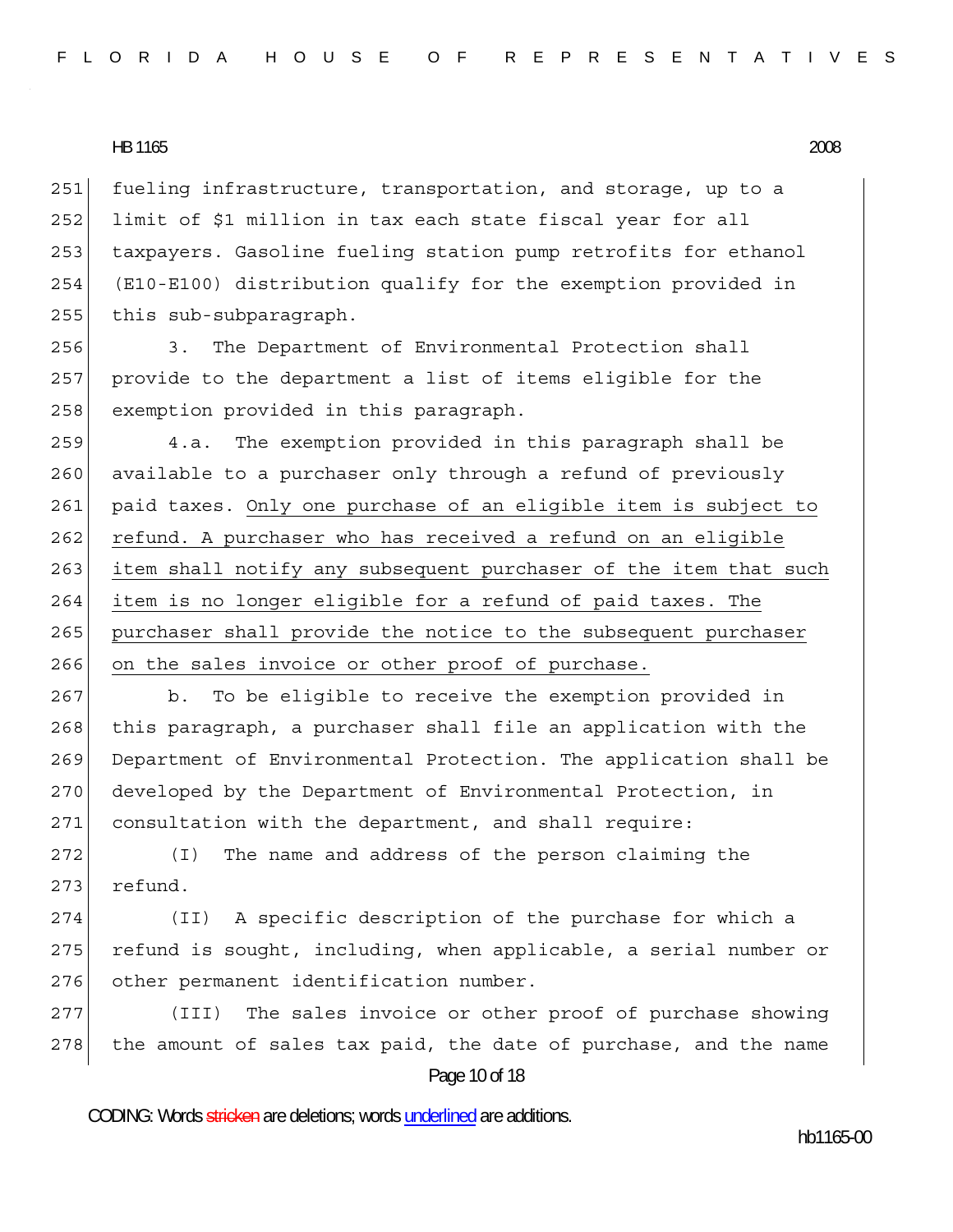fueling infrastructure, transportation, and storage, up to a limit of $1 million in tax each state fiscal year for all taxpayers. Gasoline fueling station pump retrofits for ethanol (E10-E100) distribution qualify for the exemption provided in this sub-subparagraph.

3. The Department of Environmental Protection shall provide to the department a list of items eligible for the exemption provided in this paragraph.

4.a. The exemption provided in this paragraph shall be available to a purchaser only through a refund of previously paid taxes. <u>Only one purchase of an eligible item is subject to refund. A purchaser who has received a refund on an eligible item shall notify any subsequent purchaser of the item that such item is no longer eligible for a refund of paid taxes. The purchaser shall provide the notice to the subsequent purchaser on the sales invoice or other proof of purchase.</u>

b. To be eligible to receive the exemption provided in this paragraph, a purchaser shall file an application with the Department of Environmental Protection. The application shall be developed by the Department of Environmental Protection, in consultation with the department, and shall require:

(I) The name and address of the person claiming the refund.

(II) A specific description of the purchase for which a refund is sought, including, when applicable, a serial number or other permanent identification number.

(III) The sales invoice or other proof of purchase showing the amount of sales tax paid, the date of purchase, and the name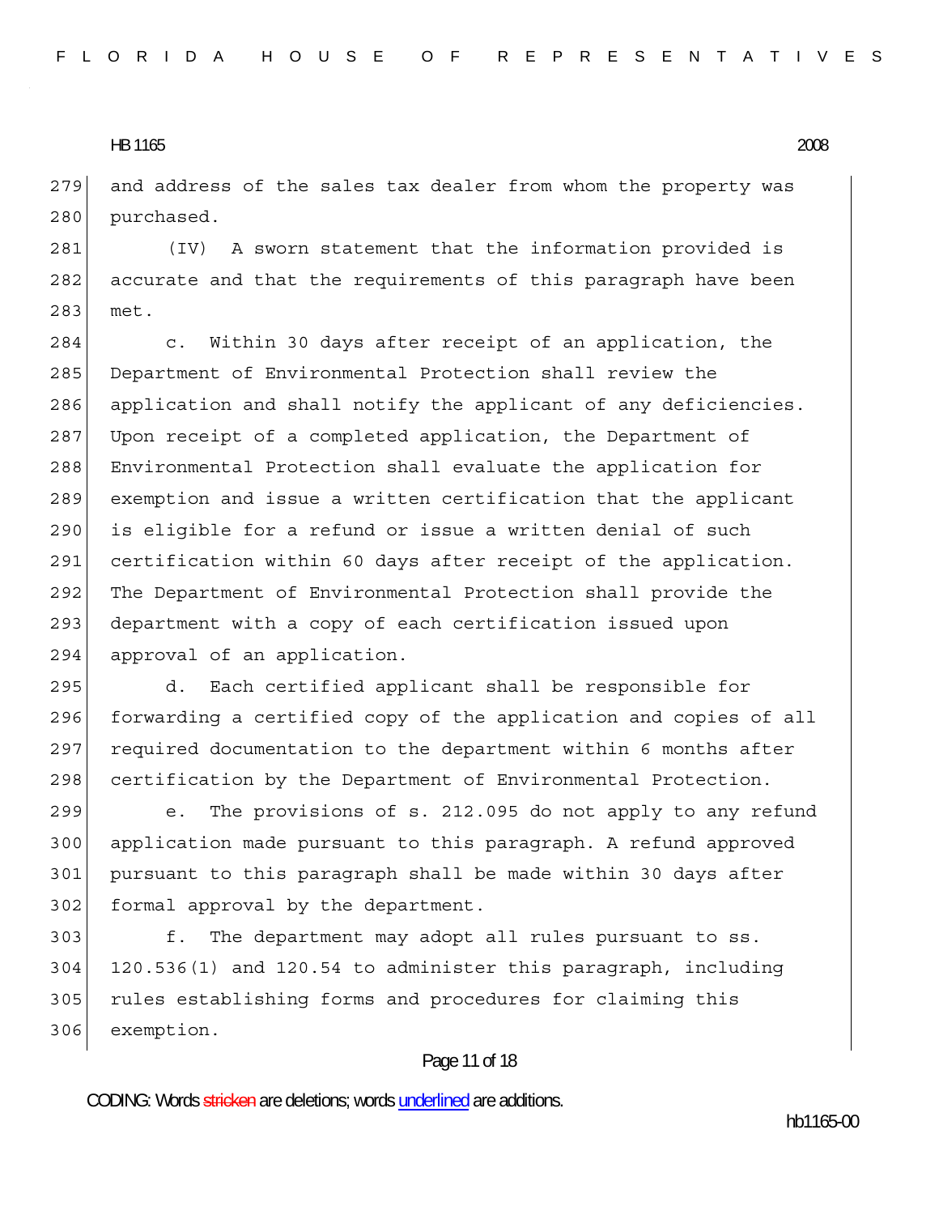and address of the sales tax dealer from whom the property was purchased.

(IV) A sworn statement that the information provided is accurate and that the requirements of this paragraph have been met.

c. Within 30 days after receipt of an application, the Department of Environmental Protection shall review the application and shall notify the applicant of any deficiencies. Upon receipt of a completed application, the Department of Environmental Protection shall evaluate the application for exemption and issue a written certification that the applicant is eligible for a refund or issue a written denial of such certification within 60 days after receipt of the application. The Department of Environmental Protection shall provide the department with a copy of each certification issued upon approval of an application.

d. Each certified applicant shall be responsible for forwarding a certified copy of the application and copies of all required documentation to the department within 6 months after certification by the Department of Environmental Protection.

e. The provisions of s. 212.095 do not apply to any refund application made pursuant to this paragraph. A refund approved pursuant to this paragraph shall be made within 30 days after formal approval by the department.

f. The department may adopt all rules pursuant to ss. 120.536(1) and 120.54 to administer this paragraph, including rules establishing forms and procedures for claiming this exemption.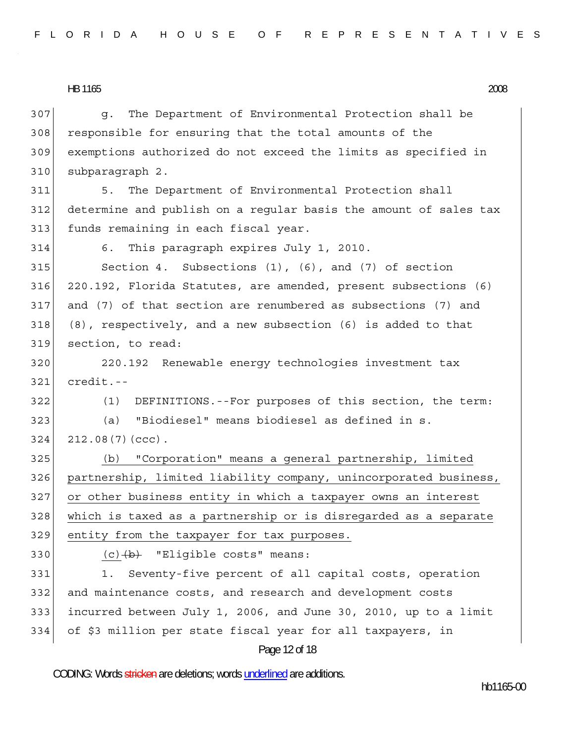g. The Department of Environmental Protection shall be responsible for ensuring that the total amounts of the exemptions authorized do not exceed the limits as specified in subparagraph 2.

5. The Department of Environmental Protection shall determine and publish on a regular basis the amount of sales tax funds remaining in each fiscal year.

6. This paragraph expires July 1, 2010.

Section 4. Subsections (1), (6), and (7) of section 220.192, Florida Statutes, are amended, present subsections (6) and (7) of that section are renumbered as subsections (7) and (8), respectively, and a new subsection (6) is added to that section, to read:

220.192 Renewable energy technologies investment tax credit.--

(1) DEFINITIONS.--For purposes of this section, the term:

(a) "Biodiesel" means biodiesel as defined in s. 212.08(7)(ccc).

<u>(b) "Corporation" means a general partnership, limited partnership, limited liability company, unincorporated business, or other business entity in which a taxpayer owns an interest which is taxed as a partnership or is disregarded as a separate entity from the taxpayer for tax purposes.</u>

<u>(c)</u> ~~(b)~~ "Eligible costs" means:

1. Seventy-five percent of all capital costs, operation and maintenance costs, and research and development costs incurred between July 1, 2006, and June 30, 2010, up to a limit of $3 million per state fiscal year for all taxpayers, in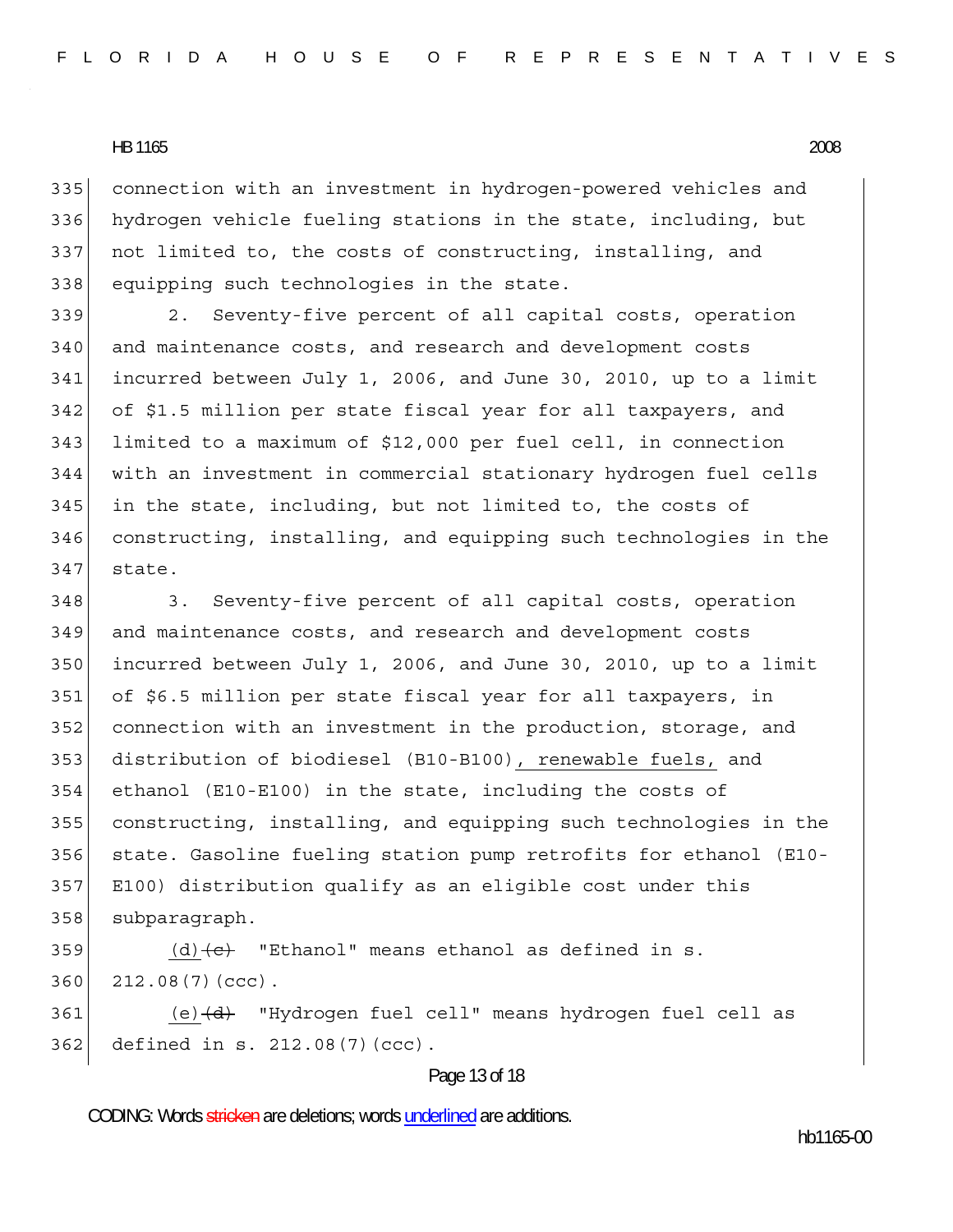connection with an investment in hydrogen-powered vehicles and hydrogen vehicle fueling stations in the state, including, but not limited to, the costs of constructing, installing, and equipping such technologies in the state.

2. Seventy-five percent of all capital costs, operation and maintenance costs, and research and development costs incurred between July 1, 2006, and June 30, 2010, up to a limit of $1.5 million per state fiscal year for all taxpayers, and limited to a maximum of $12,000 per fuel cell, in connection with an investment in commercial stationary hydrogen fuel cells in the state, including, but not limited to, the costs of constructing, installing, and equipping such technologies in the state.

3. Seventy-five percent of all capital costs, operation and maintenance costs, and research and development costs incurred between July 1, 2006, and June 30, 2010, up to a limit of $6.5 million per state fiscal year for all taxpayers, in connection with an investment in the production, storage, and distribution of biodiesel (B10-B100)<u>, renewable fuels,</u> and ethanol (E10-E100) in the state, including the costs of constructing, installing, and equipping such technologies in the state. Gasoline fueling station pump retrofits for ethanol (E10-E100) distribution qualify as an eligible cost under this subparagraph.

<u>(d)</u> ~~(c)~~ "Ethanol" means ethanol as defined in s. 212.08(7)(ccc).

<u>(e)</u> ~~(d)~~ "Hydrogen fuel cell" means hydrogen fuel cell as defined in s. 212.08(7)(ccc).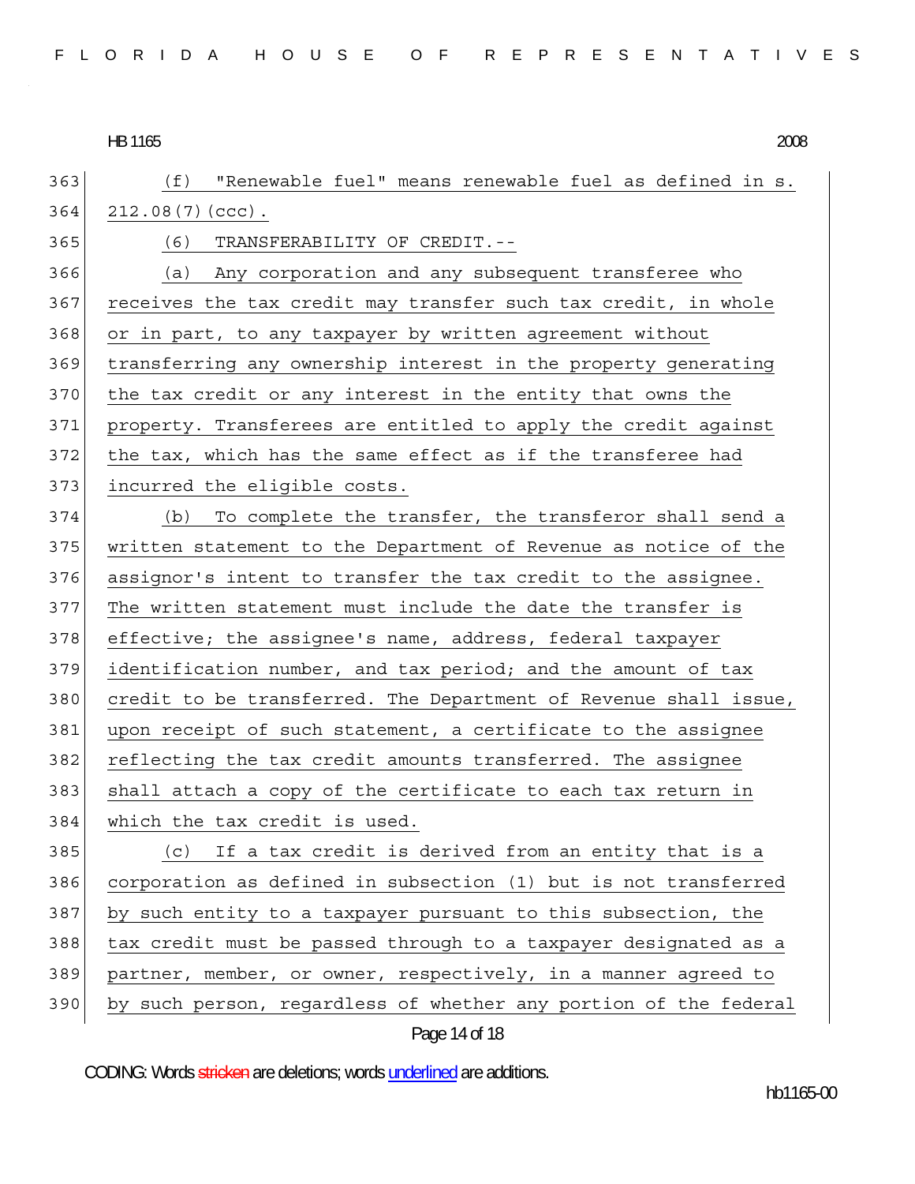(f) "Renewable fuel" means renewable fuel as defined in s. 212.08(7)(ccc).

(6) TRANSFERABILITY OF CREDIT.--

(a) Any corporation and any subsequent transferee who receives the tax credit may transfer such tax credit, in whole or in part, to any taxpayer by written agreement without transferring any ownership interest in the property generating the tax credit or any interest in the entity that owns the property. Transferees are entitled to apply the credit against the tax, which has the same effect as if the transferee had incurred the eligible costs.

(b) To complete the transfer, the transferor shall send a written statement to the Department of Revenue as notice of the assignor's intent to transfer the tax credit to the assignee. The written statement must include the date the transfer is effective; the assignee's name, address, federal taxpayer identification number, and tax period; and the amount of tax credit to be transferred. The Department of Revenue shall issue, upon receipt of such statement, a certificate to the assignee reflecting the tax credit amounts transferred. The assignee shall attach a copy of the certificate to each tax return in which the tax credit is used.

(c) If a tax credit is derived from an entity that is a corporation as defined in subsection (1) but is not transferred by such entity to a taxpayer pursuant to this subsection, the tax credit must be passed through to a taxpayer designated as a partner, member, or owner, respectively, in a manner agreed to by such person, regardless of whether any portion of the federal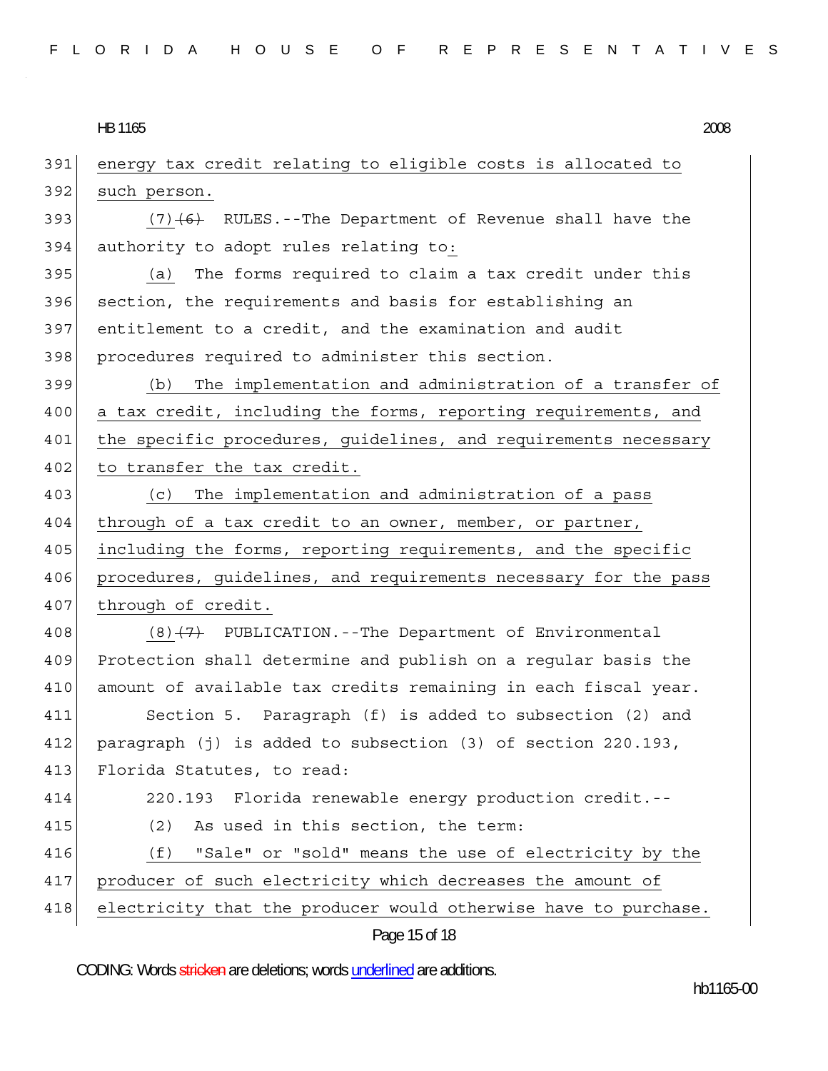energy tax credit relating to eligible costs is allocated to such person.

(7)~~(6)~~ RULES.--The Department of Revenue shall have the authority to adopt rules relating to:

(a) The forms required to claim a tax credit under this section, the requirements and basis for establishing an entitlement to a credit, and the examination and audit procedures required to administer this section.

(b) The implementation and administration of a transfer of a tax credit, including the forms, reporting requirements, and the specific procedures, guidelines, and requirements necessary to transfer the tax credit.

(c) The implementation and administration of a pass through of a tax credit to an owner, member, or partner, including the forms, reporting requirements, and the specific procedures, guidelines, and requirements necessary for the pass through of credit.

(8)~~(7)~~ PUBLICATION.--The Department of Environmental Protection shall determine and publish on a regular basis the amount of available tax credits remaining in each fiscal year.

Section 5. Paragraph (f) is added to subsection (2) and paragraph (j) is added to subsection (3) of section 220.193, Florida Statutes, to read:

220.193 Florida renewable energy production credit.--

(2) As used in this section, the term:

(f) "Sale" or "sold" means the use of electricity by the producer of such electricity which decreases the amount of electricity that the producer would otherwise have to purchase.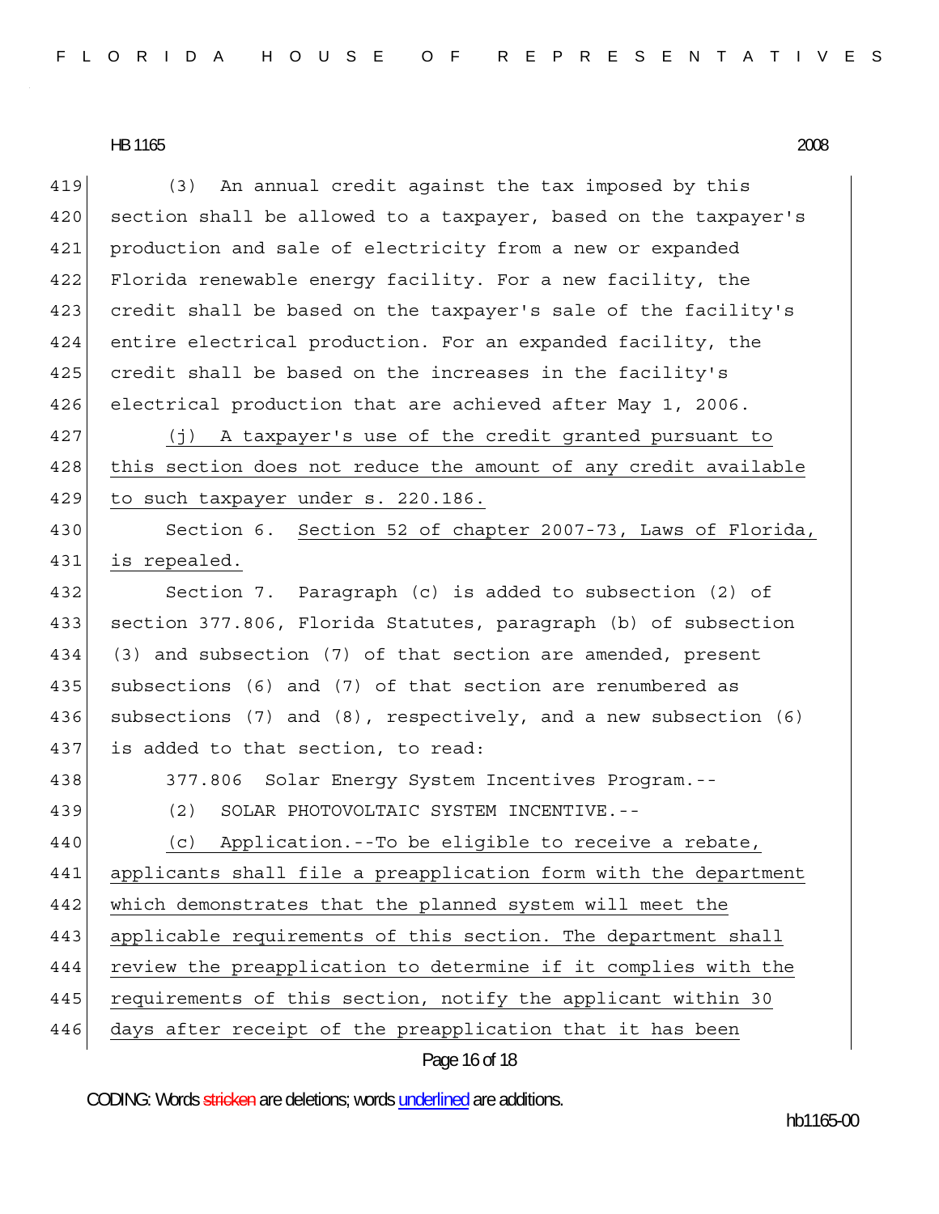(3) An annual credit against the tax imposed by this section shall be allowed to a taxpayer, based on the taxpayer's production and sale of electricity from a new or expanded Florida renewable energy facility. For a new facility, the credit shall be based on the taxpayer's sale of the facility's entire electrical production. For an expanded facility, the credit shall be based on the increases in the facility's electrical production that are achieved after May 1, 2006.

<u>(j) A taxpayer's use of the credit granted pursuant to this section does not reduce the amount of any credit available to such taxpayer under s. 220.186.</u>

Section 6. <u>Section 52 of chapter 2007-73, Laws of Florida, is repealed.</u>

Section 7. Paragraph (c) is added to subsection (2) of section 377.806, Florida Statutes, paragraph (b) of subsection (3) and subsection (7) of that section are amended, present subsections (6) and (7) of that section are renumbered as subsections (7) and (8), respectively, and a new subsection (6) is added to that section, to read:

377.806 Solar Energy System Incentives Program.--

(2) SOLAR PHOTOVOLTAIC SYSTEM INCENTIVE.--

<u>(c) Application.--To be eligible to receive a rebate, applicants shall file a preapplication form with the department which demonstrates that the planned system will meet the applicable requirements of this section. The department shall review the preapplication to determine if it complies with the requirements of this section, notify the applicant within 30 days after receipt of the preapplication that it has been</u>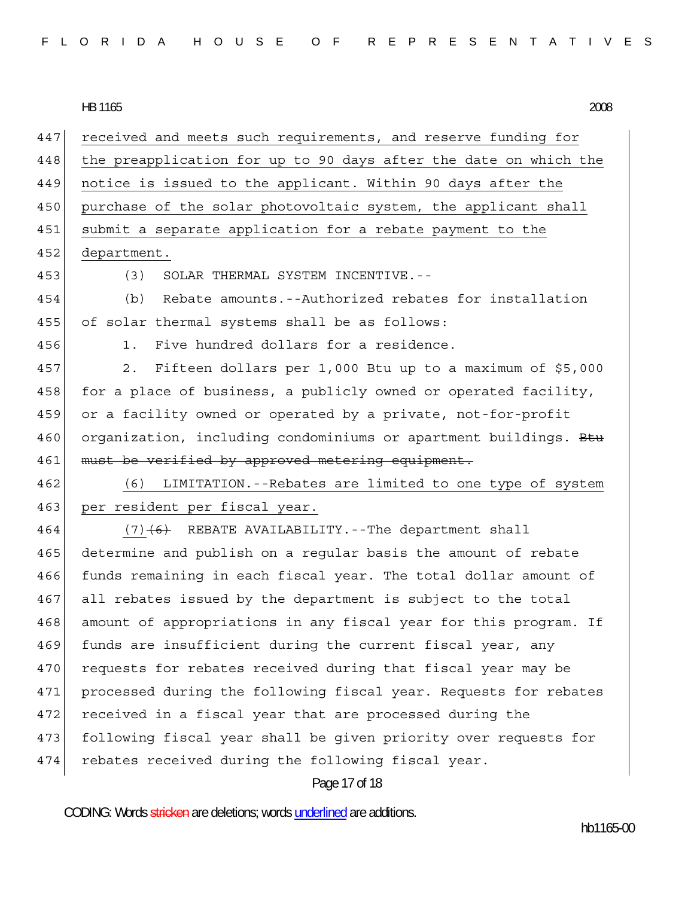received and meets such requirements, and reserve funding for the preapplication for up to 90 days after the date on which the notice is issued to the applicant. Within 90 days after the purchase of the solar photovoltaic system, the applicant shall submit a separate application for a rebate payment to the department.

(3) SOLAR THERMAL SYSTEM INCENTIVE.--

(b) Rebate amounts.--Authorized rebates for installation of solar thermal systems shall be as follows:

1. Five hundred dollars for a residence.

2. Fifteen dollars per 1,000 Btu up to a maximum of $5,000 for a place of business, a publicly owned or operated facility, or a facility owned or operated by a private, not-for-profit organization, including condominiums or apartment buildings. ~~Btu must be verified by approved metering equipment.~~

(6) LIMITATION.--Rebates are limited to one type of system per resident per fiscal year.

(7)~~(6)~~ REBATE AVAILABILITY.--The department shall determine and publish on a regular basis the amount of rebate funds remaining in each fiscal year. The total dollar amount of all rebates issued by the department is subject to the total amount of appropriations in any fiscal year for this program. If funds are insufficient during the current fiscal year, any requests for rebates received during that fiscal year may be processed during the following fiscal year. Requests for rebates received in a fiscal year that are processed during the following fiscal year shall be given priority over requests for rebates received during the following fiscal year.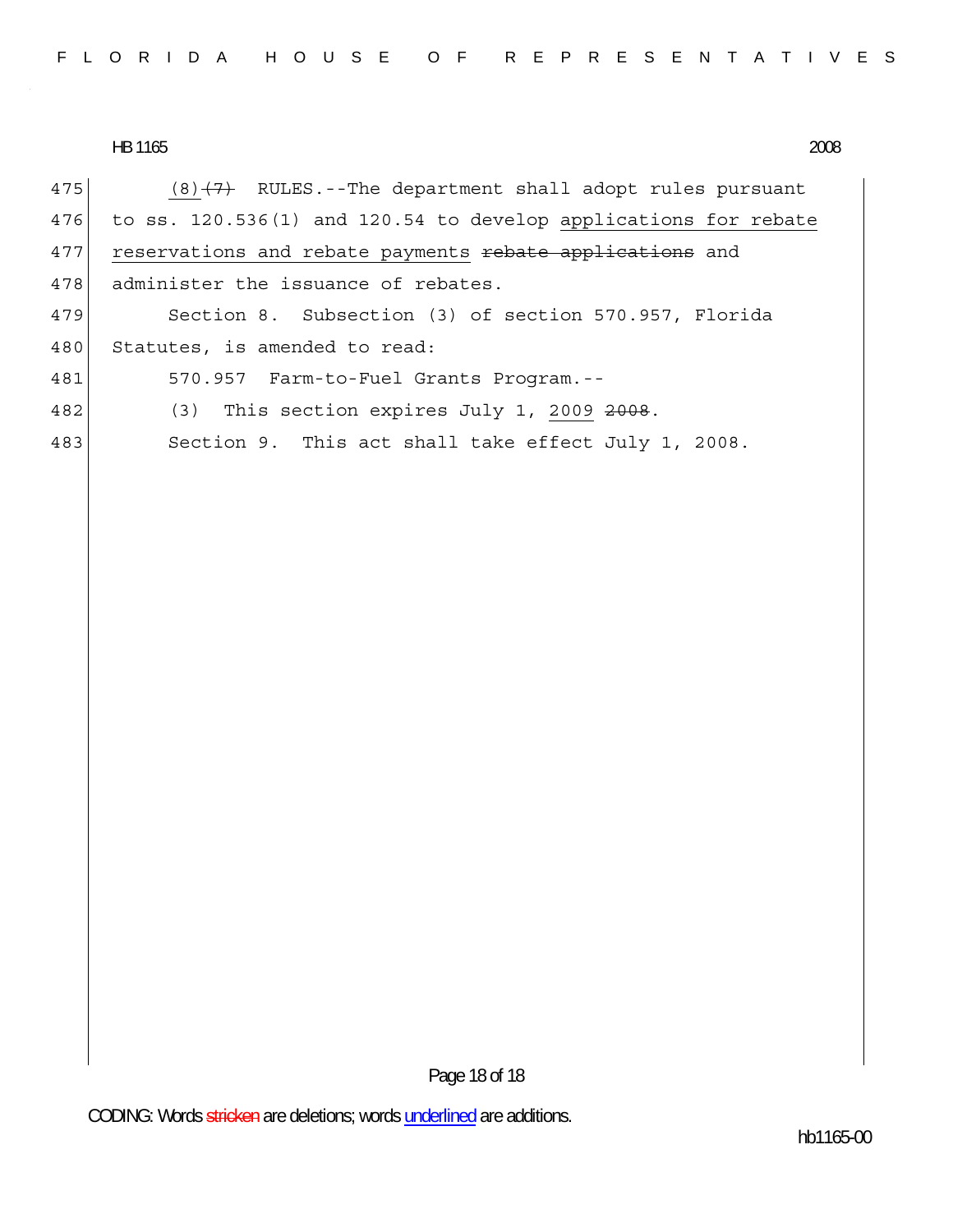<u>(8)</u>~~(7)~~ RULES.--The department shall adopt rules pursuant to ss. 120.536(1) and 120.54 to develop <u>applications for rebate reservations and rebate payments</u> ~~rebate applications~~ and administer the issuance of rebates.

Section 8. Subsection (3) of section 570.957, Florida Statutes, is amended to read:

570.957 Farm-to-Fuel Grants Program.--

(3) This section expires July 1, <u>2009</u> ~~2008~~.

Section 9. This act shall take effect July 1, 2008.